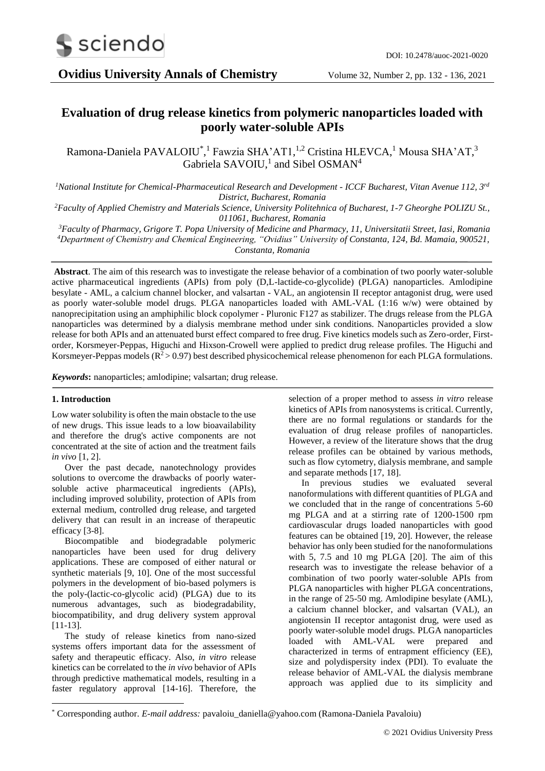# Evaluation of drug release kinetics from polymeric nanoparticles loaded with poorly water-soluble APIs

Ramona-Daniela PAVALOIU[*,1] Fawzia SHA'AT1,[1,2] Cristina HLEVCA,[1] Mousa SHA'AT,[3] Gabriela SAVOIU,[1] and Sibel OSMAN[4]

[1]*National Institute for Chemical-Pharmaceutical Research and Development - ICCF Bucharest, Vitan Avenue 112, 3rd District, Bucharest, Romania*

[2]*Faculty of Applied Chemistry and Materials Science, University Politehnica of Bucharest, 1-7 Gheorghe POLIZU St., 011061, Bucharest, Romania*

[3]*Faculty of Pharmacy, Grigore T. Popa University of Medicine and Pharmacy, 11, Universitatii Street, Iasi, Romania*

[4]*Department of Chemistry and Chemical Engineering, "Ovidius" University of Constanta, 124, Bd. Mamaia, 900521, Constanta, Romania*

**Abstract**. The aim of this research was to investigate the release behavior of a combination of two poorly water-soluble active pharmaceutical ingredients (APIs) from poly (D,L-lactide-co-glycolide) (PLGA) nanoparticles. Amlodipine besylate - AML, a calcium channel blocker, and valsartan - VAL, an angiotensin II receptor antagonist drug, were used as poorly water-soluble model drugs. PLGA nanoparticles loaded with AML-VAL (1:16 w/w) were obtained by nanoprecipitation using an amphiphilic block copolymer - Pluronic F127 as stabilizer. The drugs release from the PLGA nanoparticles was determined by a dialysis membrane method under sink conditions. Nanoparticles provided a slow release for both APIs and an attenuated burst effect compared to free drug. Five kinetics models such as Zero-order, First-order, Korsmeyer-Peppas, Higuchi and Hixson-Crowell were applied to predict drug release profiles. The Higuchi and Korsmeyer-Peppas models ($R^2 > 0.97$) best described physicochemical release phenomenon for each PLGA formulations.

***Keywords*:** nanoparticles; amlodipine; valsartan; drug release.

## 1. Introduction

Low water solubility is often the main obstacle to the use of new drugs. This issue leads to a low bioavailability and therefore the drug's active components are not concentrated at the site of action and the treatment fails *in vivo* [1, 2].

Over the past decade, nanotechnology provides solutions to overcome the drawbacks of poorly water-soluble active pharmaceutical ingredients (APIs), including improved solubility, protection of APIs from external medium, controlled drug release, and targeted delivery that can result in an increase of therapeutic efficacy [3-8].

Biocompatible and biodegradable polymeric nanoparticles have been used for drug delivery applications. These are composed of either natural or synthetic materials [9, 10]. One of the most successful polymers in the development of bio-based polymers is the poly-(lactic-co-glycolic acid) (PLGA) due to its numerous advantages, such as biodegradability, biocompatibility, and drug delivery system approval [11-13].

The study of release kinetics from nano-sized systems offers important data for the assessment of safety and therapeutic efficacy. Also, *in vitro* release kinetics can be correlated to the *in vivo* behavior of APIs through predictive mathematical models, resulting in a faster regulatory approval [14-16]. Therefore, the selection of a proper method to assess *in vitro* release kinetics of APIs from nanosystems is critical. Currently, there are no formal regulations or standards for the evaluation of drug release profiles of nanoparticles. However, a review of the literature shows that the drug release profiles can be obtained by various methods, such as flow cytometry, dialysis membrane, and sample and separate methods [17, 18].

In previous studies we evaluated several nanoformulations with different quantities of PLGA and we concluded that in the range of concentrations 5-60 mg PLGA and at a stirring rate of 1200-1500 rpm cardiovascular drugs loaded nanoparticles with good features can be obtained [19, 20]. However, the release behavior has only been studied for the nanoformulations with 5, 7.5 and 10 mg PLGA [20]. The aim of this research was to investigate the release behavior of a combination of two poorly water-soluble APIs from PLGA nanoparticles with higher PLGA concentrations, in the range of 25-50 mg. Amlodipine besylate (AML), a calcium channel blocker, and valsartan (VAL), an angiotensin II receptor antagonist drug, were used as poorly water-soluble model drugs. PLGA nanoparticles loaded with AML-VAL were prepared and characterized in terms of entrapment efficiency (EE), size and polydispersity index (PDI). To evaluate the release behavior of AML-VAL the dialysis membrane approach was applied due to its simplicity and

[*] Corresponding author. *E-mail address:* pavaloiu_daniella@yahoo.com (Ramona-Daniela Pavaloiu)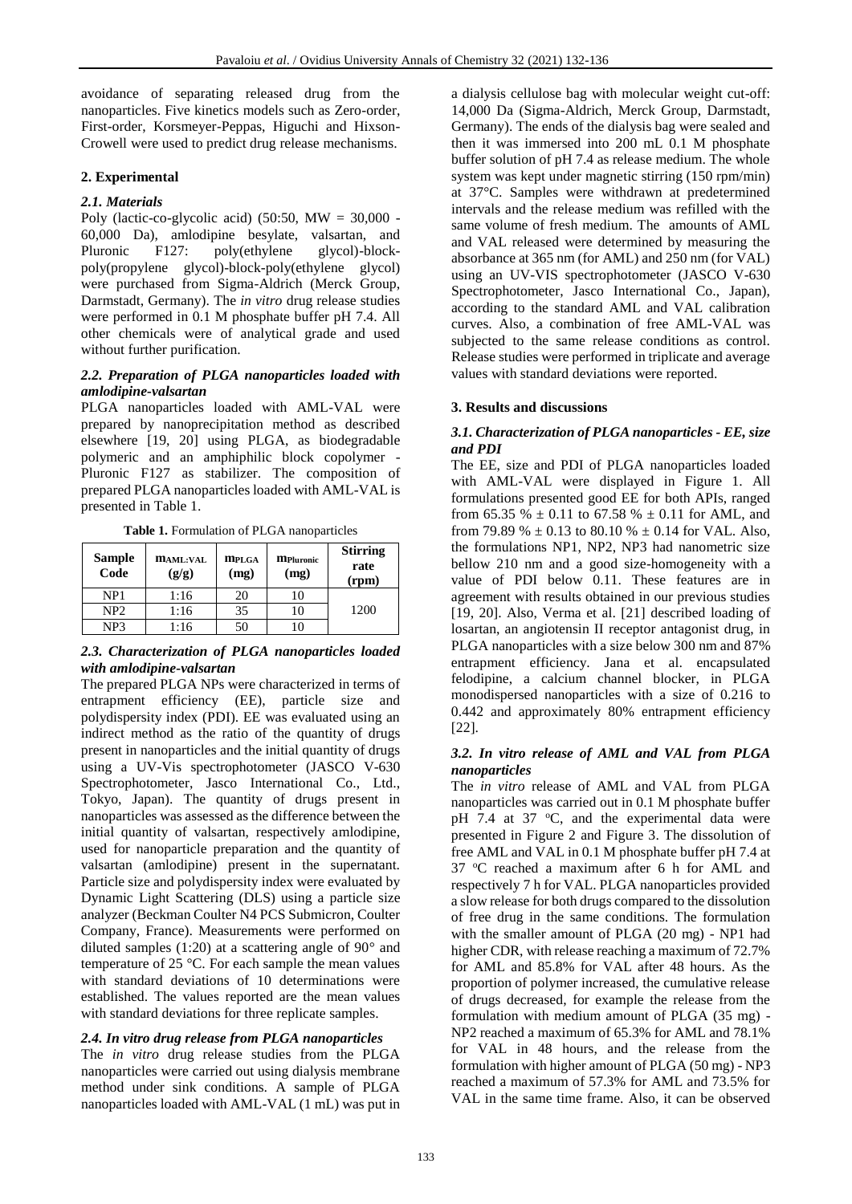avoidance of separating released drug from the nanoparticles. Five kinetics models such as Zero-order, First-order, Korsmeyer-Peppas, Higuchi and Hixson-Crowell were used to predict drug release mechanisms.

## 2. Experimental

### *2.1. Materials*

Poly (lactic-co-glycolic acid) (50:50, MW = 30,000 - 60,000 Da), amlodipine besylate, valsartan, and Pluronic F127: poly(ethylene glycol)-block-poly(propylene glycol)-block-poly(ethylene glycol) were purchased from Sigma-Aldrich (Merck Group, Darmstadt, Germany). The *in vitro* drug release studies were performed in 0.1 M phosphate buffer pH 7.4. All other chemicals were of analytical grade and used without further purification.

### *2.2. Preparation of PLGA nanoparticles loaded with amlodipine-valsartan*

PLGA nanoparticles loaded with AML-VAL were prepared by nanoprecipitation method as described elsewhere [19, 20] using PLGA, as biodegradable polymeric and an amphiphilic block copolymer - Pluronic F127 as stabilizer. The composition of prepared PLGA nanoparticles loaded with AML-VAL is presented in Table 1.

**Table 1.** Formulation of PLGA nanoparticles

| Sample Code | $m_{AML:VAL}$ (g/g) | $m_{PLGA}$ (mg) | $m_{Pluronic}$ (mg) | Stirring rate (rpm) |
|---|---|---|---|---|
| NP1 | 1:16 | 20 | 10 | 1200 |
| NP2 | 1:16 | 35 | 10 | |
| NP3 | 1:16 | 50 | 10 | |

### *2.3. Characterization of PLGA nanoparticles loaded with amlodipine-valsartan*

The prepared PLGA NPs were characterized in terms of entrapment efficiency (EE), particle size and polydispersity index (PDI). EE was evaluated using an indirect method as the ratio of the quantity of drugs present in nanoparticles and the initial quantity of drugs using a UV-Vis spectrophotometer (JASCO V-630 Spectrophotometer, Jasco International Co., Ltd., Tokyo, Japan). The quantity of drugs present in nanoparticles was assessed as the difference between the initial quantity of valsartan, respectively amlodipine, used for nanoparticle preparation and the quantity of valsartan (amlodipine) present in the supernatant. Particle size and polydispersity index were evaluated by Dynamic Light Scattering (DLS) using a particle size analyzer (Beckman Coulter N4 PCS Submicron, Coulter Company, France). Measurements were performed on diluted samples (1:20) at a scattering angle of 90° and temperature of 25 °C. For each sample the mean values with standard deviations of 10 determinations were established. The values reported are the mean values with standard deviations for three replicate samples.

### *2.4. In vitro drug release from PLGA nanoparticles*

The *in vitro* drug release studies from the PLGA nanoparticles were carried out using dialysis membrane method under sink conditions. A sample of PLGA nanoparticles loaded with AML-VAL (1 mL) was put in a dialysis cellulose bag with molecular weight cut-off: 14,000 Da (Sigma-Aldrich, Merck Group, Darmstadt, Germany). The ends of the dialysis bag were sealed and then it was immersed into 200 mL 0.1 M phosphate buffer solution of pH 7.4 as release medium. The whole system was kept under magnetic stirring (150 rpm/min) at 37°C. Samples were withdrawn at predetermined intervals and the release medium was refilled with the same volume of fresh medium. The amounts of AML and VAL released were determined by measuring the absorbance at 365 nm (for AML) and 250 nm (for VAL) using an UV-VIS spectrophotometer (JASCO V-630 Spectrophotometer, Jasco International Co., Japan), according to the standard AML and VAL calibration curves. Also, a combination of free AML-VAL was subjected to the same release conditions as control. Release studies were performed in triplicate and average values with standard deviations were reported.

## 3. Results and discussions

### *3.1. Characterization of PLGA nanoparticles - EE, size and PDI*

The EE, size and PDI of PLGA nanoparticles loaded with AML-VAL were displayed in Figure 1. All formulations presented good EE for both APIs, ranged from 65.35 % ± 0.11 to 67.58 % ± 0.11 for AML, and from 79.89 % ± 0.13 to 80.10 % ± 0.14 for VAL. Also, the formulations NP1, NP2, NP3 had nanometric size bellow 210 nm and a good size-homogeneity with a value of PDI below 0.11. These features are in agreement with results obtained in our previous studies [19, 20]. Also, Verma et al. [21] described loading of losartan, an angiotensin II receptor antagonist drug, in PLGA nanoparticles with a size below 300 nm and 87% entrapment efficiency. Jana et al. encapsulated felodipine, a calcium channel blocker, in PLGA monodispersed nanoparticles with a size of 0.216 to 0.442 and approximately 80% entrapment efficiency [22].

### *3.2. In vitro release of AML and VAL from PLGA nanoparticles*

The *in vitro* release of AML and VAL from PLGA nanoparticles was carried out in 0.1 M phosphate buffer pH 7.4 at 37 °C, and the experimental data were presented in Figure 2 and Figure 3. The dissolution of free AML and VAL in 0.1 M phosphate buffer pH 7.4 at 37 °C reached a maximum after 6 h for AML and respectively 7 h for VAL. PLGA nanoparticles provided a slow release for both drugs compared to the dissolution of free drug in the same conditions. The formulation with the smaller amount of PLGA (20 mg) - NP1 had higher CDR, with release reaching a maximum of 72.7% for AML and 85.8% for VAL after 48 hours. As the proportion of polymer increased, the cumulative release of drugs decreased, for example the release from the formulation with medium amount of PLGA (35 mg) - NP2 reached a maximum of 65.3% for AML and 78.1% for VAL in 48 hours, and the release from the formulation with higher amount of PLGA (50 mg) - NP3 reached a maximum of 57.3% for AML and 73.5% for VAL in the same time frame. Also, it can be observed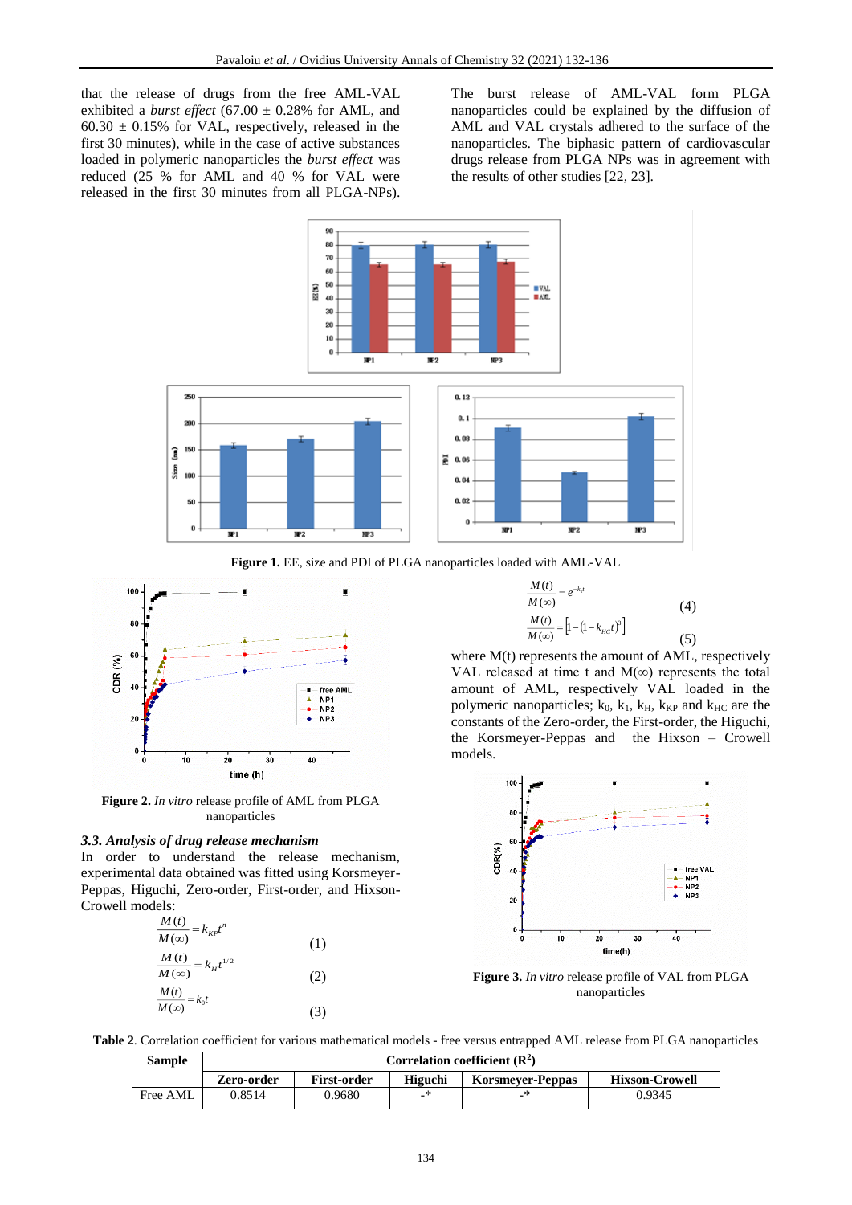that the release of drugs from the free AML-VAL exhibited a *burst effect* (67.00 ± 0.28% for AML, and 60.30 ± 0.15% for VAL, respectively, released in the first 30 minutes), while in the case of active substances loaded in polymeric nanoparticles the *burst effect* was reduced (25 % for AML and 40 % for VAL were released in the first 30 minutes from all PLGA-NPs).

The burst release of AML-VAL form PLGA nanoparticles could be explained by the diffusion of AML and VAL crystals adhered to the surface of the nanoparticles. The biphasic pattern of cardiovascular drugs release from PLGA NPs was in agreement with the results of other studies [22, 23].

**Figure 1.** EE, size and PDI of PLGA nanoparticles loaded with AML-VAL

**Figure 2.** *In vitro* release profile of AML from PLGA nanoparticles

### 3.3. Analysis of drug release mechanism

In order to understand the release mechanism, experimental data obtained was fitted using Korsmeyer-Peppas, Higuchi, Zero-order, First-order, and Hixson-Crowell models:

$$\frac{M(t)}{M(\infty)} = k_{KP}t^n \quad (1)$$

$$\frac{M(t)}{M(\infty)} = k_H t^{1/2} \quad (2)$$

$$\frac{M(t)}{M(\infty)} = k_0 t \quad (3)$$

$$\frac{M(t)}{M(\infty)} = e^{-k_1 t} \quad (4)$$

$$\frac{M(t)}{M(\infty)} = \left[1-(1-k_{HC}t)^3\right] \quad (5)$$

where M(t) represents the amount of AML, respectively VAL released at time t and M(∞) represents the total amount of AML, respectively VAL loaded in the polymeric nanoparticles; $k_0$, $k_1$, $k_H$, $k_{KP}$ and $k_{HC}$ are the constants of the Zero-order, the First-order, the Higuchi, the Korsmeyer-Peppas and the Hixson – Crowell models.

**Figure 3.** *In vitro* release profile of VAL from PLGA nanoparticles

**Table 2**. Correlation coefficient for various mathematical models - free versus entrapped AML release from PLGA nanoparticles

| Sample | Correlation coefficient ($R^2$) | | | | |
|---|---|---|---|---|---|
| | Zero-order | First-order | Higuchi | Korsmeyer-Peppas | Hixson-Crowell |
| Free AML | 0.8514 | 0.9680 | -* | -* | 0.9345 |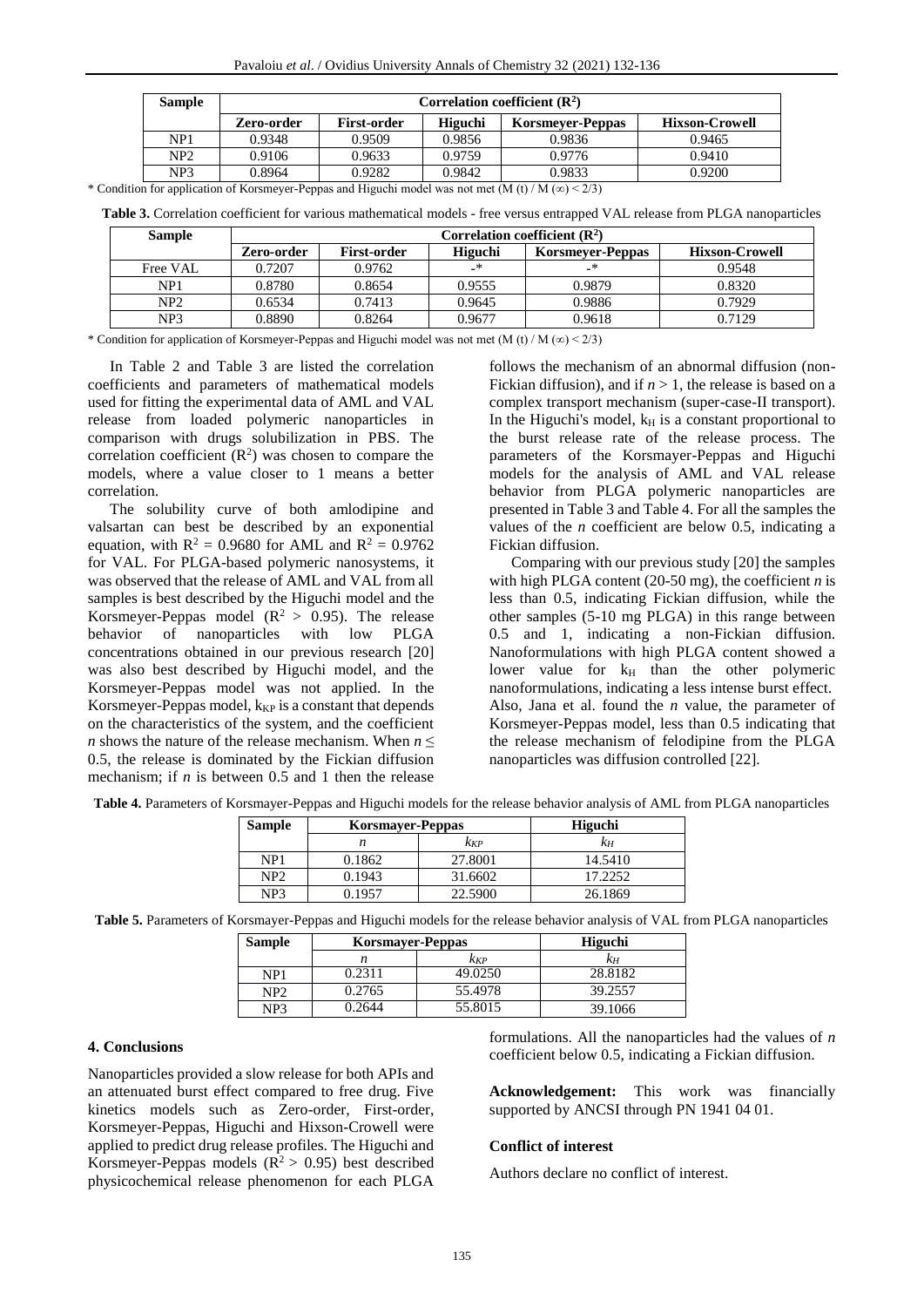| Sample | Correlation coefficient ($R^2$) | | | | |
|---|---|---|---|---|---|
| | Zero-order | First-order | Higuchi | Korsmeyer-Peppas | Hixson-Crowell |
| NP1 | 0.9348 | 0.9509 | 0.9856 | 0.9836 | 0.9465 |
| NP2 | 0.9106 | 0.9633 | 0.9759 | 0.9776 | 0.9410 |
| NP3 | 0.8964 | 0.9282 | 0.9842 | 0.9833 | 0.9200 |

* Condition for application of Korsmeyer-Peppas and Higuchi model was not met (M (t) / M (∞) < 2/3)

**Table 3.** Correlation coefficient for various mathematical models - free versus entrapped VAL release from PLGA nanoparticles

| Sample | Correlation coefficient ($R^2$) | | | | |
|---|---|---|---|---|---|
| | Zero-order | First-order | Higuchi | Korsmeyer-Peppas | Hixson-Crowell |
| Free VAL | 0.7207 | 0.9762 | -* | -* | 0.9548 |
| NP1 | 0.8780 | 0.8654 | 0.9555 | 0.9879 | 0.8320 |
| NP2 | 0.6534 | 0.7413 | 0.9645 | 0.9886 | 0.7929 |
| NP3 | 0.8890 | 0.8264 | 0.9677 | 0.9618 | 0.7129 |

* Condition for application of Korsmeyer-Peppas and Higuchi model was not met (M (t) / M (∞) < 2/3)

In Table 2 and Table 3 are listed the correlation coefficients and parameters of mathematical models used for fitting the experimental data of AML and VAL release from loaded polymeric nanoparticles in comparison with drugs solubilization in PBS. The correlation coefficient ($R^2$) was chosen to compare the models, where a value closer to 1 means a better correlation.

The solubility curve of both amlodipine and valsartan can best be described by an exponential equation, with $R^2 = 0.9680$ for AML and $R^2 = 0.9762$ for VAL. For PLGA-based polymeric nanosystems, it was observed that the release of AML and VAL from all samples is best described by the Higuchi model and the Korsmeyer-Peppas model ($R^2 > 0.95$). The release behavior of nanoparticles with low PLGA concentrations obtained in our previous research [20] was also best described by Higuchi model, and the Korsmeyer-Peppas model was not applied. In the Korsmeyer-Peppas model, $k_{KP}$ is a constant that depends on the characteristics of the system, and the coefficient $n$ shows the nature of the release mechanism. When $n \leq 0.5$, the release is dominated by the Fickian diffusion mechanism; if $n$ is between 0.5 and 1 then the release follows the mechanism of an abnormal diffusion (non-Fickian diffusion), and if $n > 1$, the release is based on a complex transport mechanism (super-case-II transport). In the Higuchi's model, $k_H$ is a constant proportional to the burst release rate of the release process. The parameters of the Korsmayer-Peppas and Higuchi models for the analysis of AML and VAL release behavior from PLGA polymeric nanoparticles are presented in Table 3 and Table 4. For all the samples the values of the $n$ coefficient are below 0.5, indicating a Fickian diffusion.

Comparing with our previous study [20] the samples with high PLGA content (20-50 mg), the coefficient $n$ is less than 0.5, indicating Fickian diffusion, while the other samples (5-10 mg PLGA) in this range between 0.5 and 1, indicating a non-Fickian diffusion. Nanoformulations with high PLGA content showed a lower value for $k_H$ than the other polymeric nanoformulations, indicating a less intense burst effect. Also, Jana et al. found the $n$ value, the parameter of Korsmeyer-Peppas model, less than 0.5 indicating that the release mechanism of felodipine from the PLGA nanoparticles was diffusion controlled [22].

**Table 4.** Parameters of Korsmayer-Peppas and Higuchi models for the release behavior analysis of AML from PLGA nanoparticles

| Sample | Korsmayer-Peppas | | Higuchi |
|---|---|---|---|
| | $n$ | $k_{KP}$ | $k_H$ |
| NP1 | 0.1862 | 27.8001 | 14.5410 |
| NP2 | 0.1943 | 31.6602 | 17.2252 |
| NP3 | 0.1957 | 22.5900 | 26.1869 |

**Table 5.** Parameters of Korsmayer-Peppas and Higuchi models for the release behavior analysis of VAL from PLGA nanoparticles

| Sample | Korsmayer-Peppas | | Higuchi |
|---|---|---|---|
| | $n$ | $k_{KP}$ | $k_H$ |
| NP1 | 0.2311 | 49.0250 | 28.8182 |
| NP2 | 0.2765 | 55.4978 | 39.2557 |
| NP3 | 0.2644 | 55.8015 | 39.1066 |

## 4. Conclusions

Nanoparticles provided a slow release for both APIs and an attenuated burst effect compared to free drug. Five kinetics models such as Zero-order, First-order, Korsmeyer-Peppas, Higuchi and Hixson-Crowell were applied to predict drug release profiles. The Higuchi and Korsmeyer-Peppas models ($R^2 > 0.95$) best described physicochemical release phenomenon for each PLGA formulations. All the nanoparticles had the values of $n$ coefficient below 0.5, indicating a Fickian diffusion.

**Acknowledgement:** This work was financially supported by ANCSI through PN 1941 04 01.

### Conflict of interest

Authors declare no conflict of interest.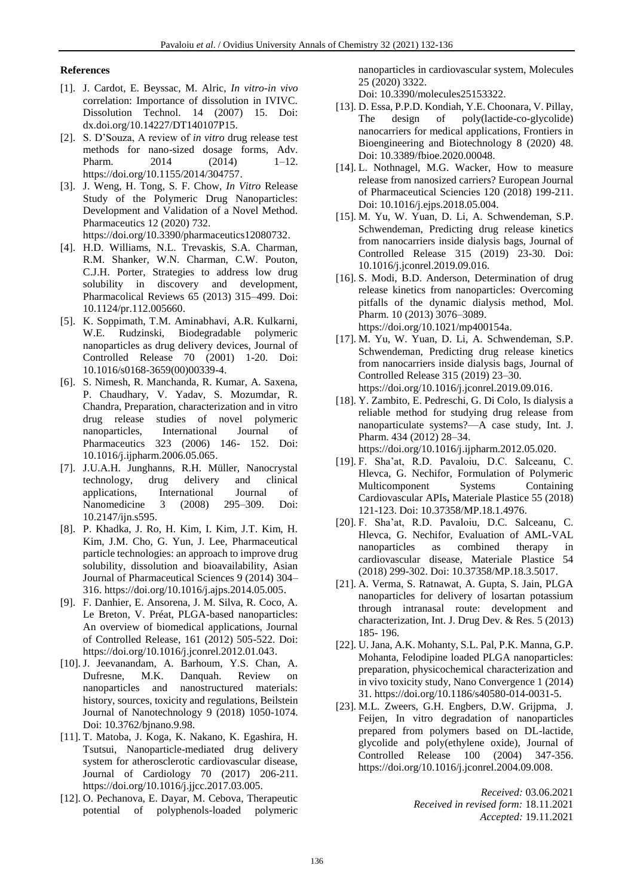## References

[1]. J. Cardot, E. Beyssac, M. Alric, *In vitro-in vivo* correlation: Importance of dissolution in IVIVC. Dissolution Technol. 14 (2007) 15. Doi: dx.doi.org/10.14227/DT140107P15.

[2]. S. D'Souza, A review of *in vitro* drug release test methods for nano-sized dosage forms, Adv. Pharm. 2014 (2014) 1–12. https://doi.org/10.1155/2014/304757.

[3]. J. Weng, H. Tong, S. F. Chow, *In Vitro* Release Study of the Polymeric Drug Nanoparticles: Development and Validation of a Novel Method. Pharmaceutics 12 (2020) 732. https://doi.org/10.3390/pharmaceutics12080732.

[4]. H.D. Williams, N.L. Trevaskis, S.A. Charman, R.M. Shanker, W.N. Charman, C.W. Pouton, C.J.H. Porter, Strategies to address low drug solubility in discovery and development, Pharmacolical Reviews 65 (2013) 315–499. Doi: 10.1124/pr.112.005660.

[5]. K. Soppimath, T.M. Aminabhavi, A.R. Kulkarni, W.E. Rudzinski, Biodegradable polymeric nanoparticles as drug delivery devices, Journal of Controlled Release 70 (2001) 1-20. Doi: 10.1016/s0168-3659(00)00339-4.

[6]. S. Nimesh, R. Manchanda, R. Kumar, A. Saxena, P. Chaudhary, V. Yadav, S. Mozumdar, R. Chandra, Preparation, characterization and in vitro drug release studies of novel polymeric nanoparticles, International Journal of Pharmaceutics 323 (2006) 146- 152. Doi: 10.1016/j.ijpharm.2006.05.065.

[7]. J.U.A.H. Junghanns, R.H. Müller, Nanocrystal technology, drug delivery and clinical applications, International Journal of Nanomedicine 3 (2008) 295–309. Doi: 10.2147/ijn.s595.

[8]. P. Khadka, J. Ro, H. Kim, I. Kim, J.T. Kim, H. Kim, J.M. Cho, G. Yun, J. Lee, Pharmaceutical particle technologies: an approach to improve drug solubility, dissolution and bioavailability, Asian Journal of Pharmaceutical Sciences 9 (2014) 304–316. https://doi.org/10.1016/j.ajps.2014.05.005.

[9]. F. Danhier, E. Ansorena, J. M. Silva, R. Coco, A. Le Breton, V. Préat, PLGA-based nanoparticles: An overview of biomedical applications, Journal of Controlled Release, 161 (2012) 505-522. Doi: https://doi.org/10.1016/j.jconrel.2012.01.043.

[10]. J. Jeevanandam, A. Barhoum, Y.S. Chan, A. Dufresne, M.K. Danquah. Review on nanoparticles and nanostructured materials: history, sources, toxicity and regulations, Beilstein Journal of Nanotechnology 9 (2018) 1050-1074. Doi: 10.3762/bjnano.9.98.

[11]. T. Matoba, J. Koga, K. Nakano, K. Egashira, H. Tsutsui, Nanoparticle-mediated drug delivery system for atherosclerotic cardiovascular disease, Journal of Cardiology 70 (2017) 206-211. https://doi.org/10.1016/j.jjcc.2017.03.005.

[12]. O. Pechanova, E. Dayar, M. Cebova, Therapeutic potential of polyphenols-loaded polymeric nanoparticles in cardiovascular system, Molecules 25 (2020) 3322. Doi: 10.3390/molecules25153322.

[13]. D. Essa, P.P.D. Kondiah, Y.E. Choonara, V. Pillay, The design of poly(lactide-co-glycolide) nanocarriers for medical applications, Frontiers in Bioengineering and Biotechnology 8 (2020) 48. Doi: 10.3389/fbioe.2020.00048.

[14]. L. Nothnagel, M.G. Wacker, How to measure release from nanosized carriers? European Journal of Pharmaceutical Sciencies 120 (2018) 199-211. Doi: 10.1016/j.ejps.2018.05.004.

[15]. M. Yu, W. Yuan, D. Li, A. Schwendeman, S.P. Schwendeman, Predicting drug release kinetics from nanocarriers inside dialysis bags, Journal of Controlled Release 315 (2019) 23-30. Doi: 10.1016/j.jconrel.2019.09.016.

[16]. S. Modi, B.D. Anderson, Determination of drug release kinetics from nanoparticles: Overcoming pitfalls of the dynamic dialysis method, Mol. Pharm. 10 (2013) 3076–3089. https://doi.org/10.1021/mp400154a.

[17]. M. Yu, W. Yuan, D. Li, A. Schwendeman, S.P. Schwendeman, Predicting drug release kinetics from nanocarriers inside dialysis bags, Journal of Controlled Release 315 (2019) 23–30. https://doi.org/10.1016/j.jconrel.2019.09.016.

[18]. Y. Zambito, E. Pedreschi, G. Di Colo, Is dialysis a reliable method for studying drug release from nanoparticulate systems?—A case study, Int. J. Pharm. 434 (2012) 28–34. https://doi.org/10.1016/j.ijpharm.2012.05.020.

[19]. F. Sha'at, R.D. Pavaloiu, D.C. Salceanu, C. Hlevca, G. Nechifor, Formulation of Polymeric Multicomponent Systems Containing Cardiovascular APIs**,** Materiale Plastice 55 (2018) 121-123. Doi: 10.37358/MP.18.1.4976.

[20]. F. Sha'at, R.D. Pavaloiu, D.C. Salceanu, C. Hlevca, G. Nechifor, Evaluation of AML-VAL nanoparticles as combined therapy in cardiovascular disease, Materiale Plastice 54 (2018) 299-302. Doi: 10.37358/MP.18.3.5017.

[21]. A. Verma, S. Ratnawat, A. Gupta, S. Jain, PLGA nanoparticles for delivery of losartan potassium through intranasal route: development and characterization, Int. J. Drug Dev. & Res. 5 (2013) 185- 196.

[22]. U. Jana, A.K. Mohanty, S.L. Pal, P.K. Manna, G.P. Mohanta, Felodipine loaded PLGA nanoparticles: preparation, physicochemical characterization and in vivo toxicity study, Nano Convergence 1 (2014) 31. https://doi.org/10.1186/s40580-014-0031-5.

[23]. M.L. Zweers, G.H. Engbers, D.W. Grijpma, J. Feijen, In vitro degradation of nanoparticles prepared from polymers based on DL-lactide, glycolide and poly(ethylene oxide), Journal of Controlled Release 100 (2004) 347-356. https://doi.org/10.1016/j.jconrel.2004.09.008.

*Received:* 03.06.2021
*Received in revised form:* 18.11.2021
*Accepted:* 19.11.2021